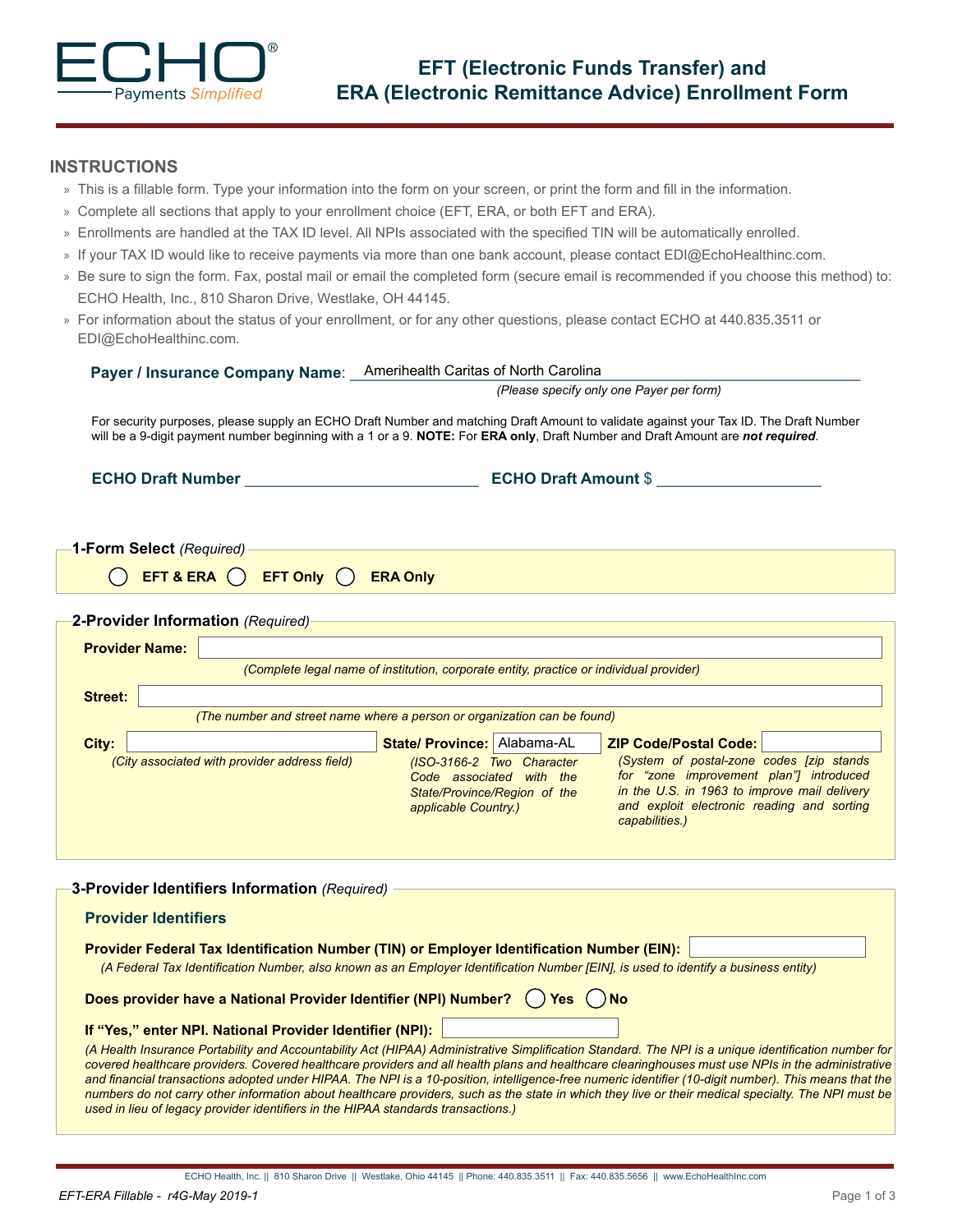ECHO® Payments Simplified

# EFT (Electronic Funds Transfer) and ERA (Electronic Remittance Advice) Enrollment Form

## INSTRUCTIONS

- This is a fillable form. Type your information into the form on your screen, or print the form and fill in the information.
- Complete all sections that apply to your enrollment choice (EFT, ERA, or both EFT and ERA).
- Enrollments are handled at the TAX ID level. All NPIs associated with the specified TIN will be automatically enrolled.
- If your TAX ID would like to receive payments via more than one bank account, please contact EDI@EchoHealthinc.com.
- Be sure to sign the form. Fax, postal mail or email the completed form (secure email is recommended if you choose this method) to: ECHO Health, Inc., 810 Sharon Drive, Westlake, OH 44145.
- For information about the status of your enrollment, or for any other questions, please contact ECHO at 440.835.3511 or EDI@EchoHealthinc.com.

**Payer / Insurance Company Name**: Amerihealth Caritas of North Carolina
*(Please specify only one Payer per form)*

For security purposes, please supply an ECHO Draft Number and matching Draft Amount to validate against your Tax ID. The Draft Number will be a 9-digit payment number beginning with a 1 or a 9. **NOTE:** For **ERA only**, Draft Number and Draft Amount are ***not required***.

**ECHO Draft Number** ____________________ **ECHO Draft Amount** $ ____________________

### 1-Form Select *(Required)*

◯ **EFT & ERA** ◯ **EFT Only** ◯ **ERA Only**

### 2-Provider Information *(Required)*

**Provider Name:** ____________________
*(Complete legal name of institution, corporate entity, practice or individual provider)*

**Street:** ____________________
*(The number and street name where a person or organization can be found)*

**City:** ____________________
*(City associated with provider address field)*

**State/ Province:** Alabama-AL
*(ISO-3166-2 Two Character Code associated with the State/Province/Region of the applicable Country.)*

**ZIP Code/Postal Code:** ____________________
*(System of postal-zone codes [zip stands for "zone improvement plan"] introduced in the U.S. in 1963 to improve mail delivery and exploit electronic reading and sorting capabilities.)*

### 3-Provider Identifiers Information *(Required)*

**Provider Identifiers**

**Provider Federal Tax Identification Number (TIN) or Employer Identification Number (EIN):** ____________________
*(A Federal Tax Identification Number, also known as an Employer Identification Number [EIN], is used to identify a business entity)*

**Does provider have a National Provider Identifier (NPI) Number?** ◯ **Yes** ◯ **No**

**If "Yes," enter NPI. National Provider Identifier (NPI):** ____________________

*(A Health Insurance Portability and Accountability Act (HIPAA) Administrative Simplification Standard. The NPI is a unique identification number for covered healthcare providers. Covered healthcare providers and all health plans and healthcare clearinghouses must use NPIs in the administrative and financial transactions adopted under HIPAA. The NPI is a 10-position, intelligence-free numeric identifier (10-digit number). This means that the numbers do not carry other information about healthcare providers, such as the state in which they live or their medical specialty. The NPI must be used in lieu of legacy provider identifiers in the HIPAA standards transactions.)*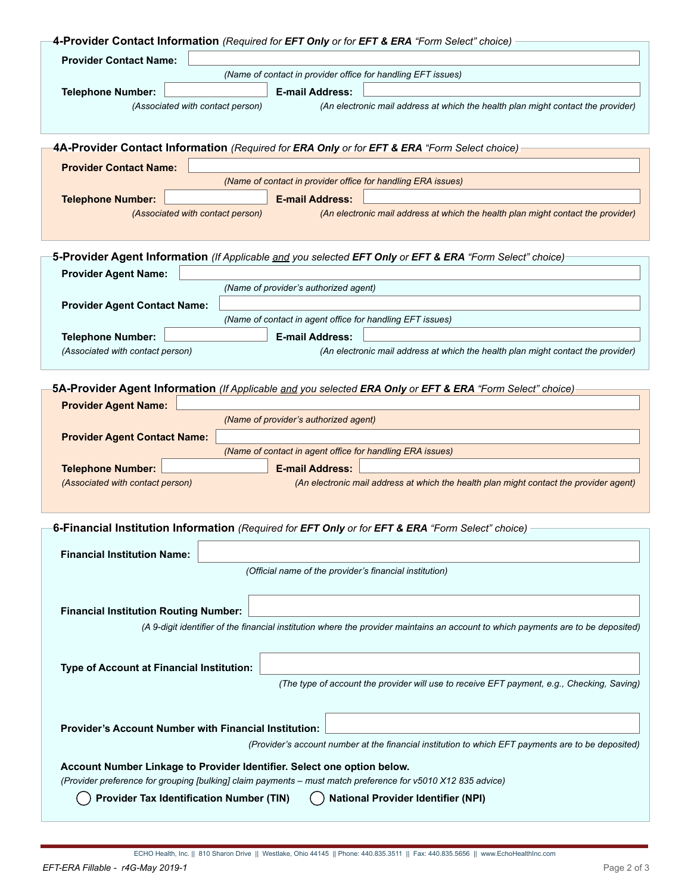## 4-Provider Contact Information *(Required for **EFT Only** or for **EFT & ERA** "Form Select" choice)*

**Provider Contact Name:**

*(Name of contact in provider office for handling EFT issues)*

**Telephone Number:** | **E-mail Address:**

*(Associated with contact person)* | *(An electronic mail address at which the health plan might contact the provider)*

## 4A-Provider Contact Information *(Required for **ERA Only** or for **EFT & ERA** "Form Select choice)*

**Provider Contact Name:**

*(Name of contact in provider office for handling ERA issues)*

**Telephone Number:** | **E-mail Address:**

*(Associated with contact person)* | *(An electronic mail address at which the health plan might contact the provider)*

## 5-Provider Agent Information *(If Applicable and you selected **EFT Only** or **EFT & ERA** "Form Select" choice)*

**Provider Agent Name:**

*(Name of provider's authorized agent)*

**Provider Agent Contact Name:**

*(Name of contact in agent office for handling EFT issues)*

**Telephone Number:** | **E-mail Address:**

*(Associated with contact person)* | *(An electronic mail address at which the health plan might contact the provider)*

## 5A-Provider Agent Information *(If Applicable and you selected **ERA Only** or **EFT & ERA** "Form Select" choice)*

**Provider Agent Name:**

*(Name of provider's authorized agent)*

**Provider Agent Contact Name:**

*(Name of contact in agent office for handling ERA issues)*

**Telephone Number:** | **E-mail Address:**

*(Associated with contact person)* | *(An electronic mail address at which the health plan might contact the provider agent)*

## 6-Financial Institution Information *(Required for **EFT Only** or for **EFT & ERA** "Form Select" choice)*

**Financial Institution Name:**

*(Official name of the provider's financial institution)*

**Financial Institution Routing Number:**

*(A 9-digit identifier of the financial institution where the provider maintains an account to which payments are to be deposited)*

**Type of Account at Financial Institution:**

*(The type of account the provider will use to receive EFT payment, e.g., Checking, Saving)*

**Provider's Account Number with Financial Institution:**

*(Provider's account number at the financial institution to which EFT payments are to be deposited)*

**Account Number Linkage to Provider Identifier. Select one option below.**

*(Provider preference for grouping [bulking] claim payments – must match preference for v5010 X12 835 advice)*

- ◯ **Provider Tax Identification Number (TIN)**
- ◯ **National Provider Identifier (NPI)**

ECHO Health, Inc. || 810 Sharon Drive || Westlake, Ohio 44145 || Phone: 440.835.3511 || Fax: 440.835.5656 || www.EchoHealthInc.com

EFT-ERA Fillable - r4G-May 2019-1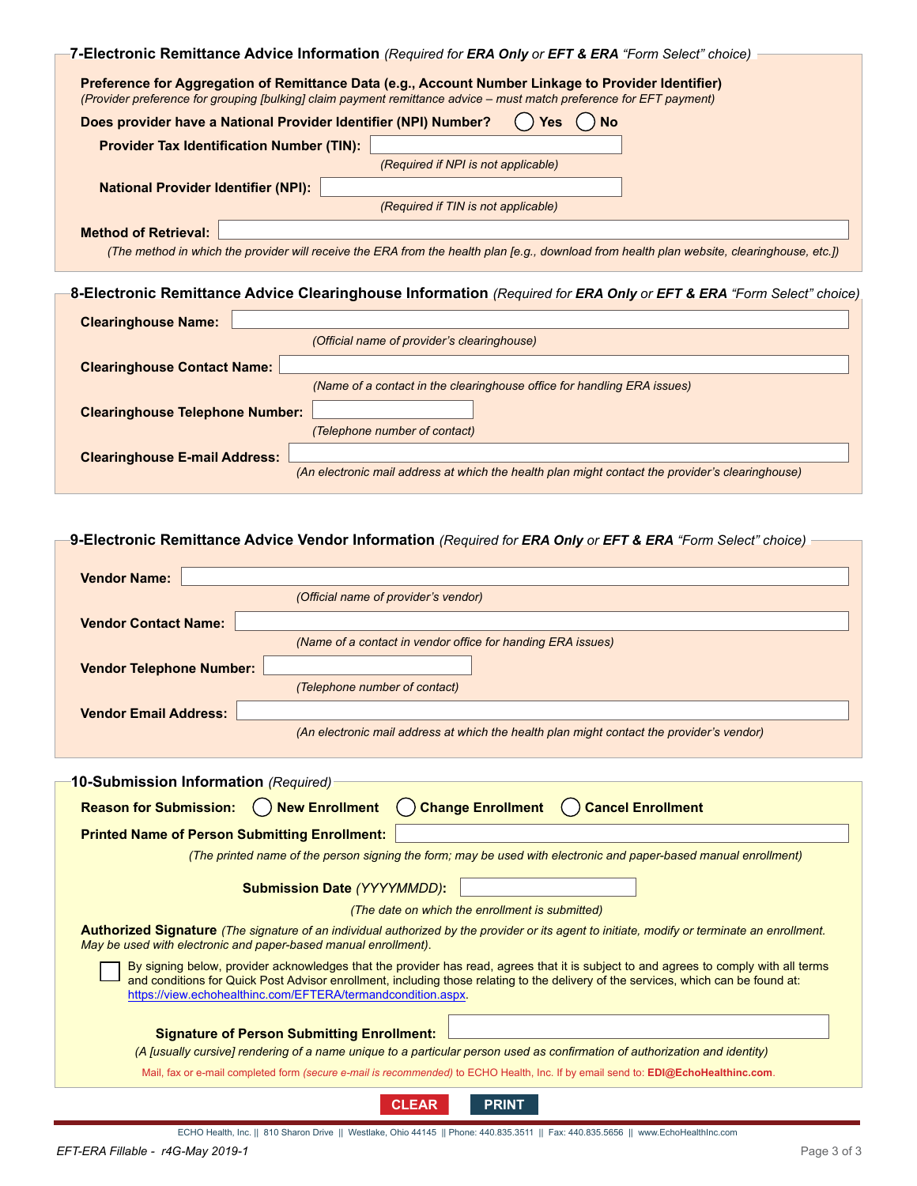## 7-Electronic Remittance Advice Information *(Required for **ERA Only** or **EFT & ERA** "Form Select" choice)*

**Preference for Aggregation of Remittance Data (e.g., Account Number Linkage to Provider Identifier)**
*(Provider preference for grouping [bulking] claim payment remittance advice – must match preference for EFT payment)*

**Does provider have a National Provider Identifier (NPI) Number?** ◯ **Yes** ◯ **No**

**Provider Tax Identification Number (TIN):** ____________________
*(Required if NPI is not applicable)*

**National Provider Identifier (NPI):** ____________________
*(Required if TIN is not applicable)*

**Method of Retrieval:** ____________________
*(The method in which the provider will receive the ERA from the health plan [e.g., download from health plan website, clearinghouse, etc.])*

## 8-Electronic Remittance Advice Clearinghouse Information *(Required for **ERA Only** or **EFT & ERA** "Form Select" choice)*

**Clearinghouse Name:** ____________________
*(Official name of provider's clearinghouse)*

**Clearinghouse Contact Name:** ____________________
*(Name of a contact in the clearinghouse office for handling ERA issues)*

**Clearinghouse Telephone Number:** ____________________
*(Telephone number of contact)*

**Clearinghouse E-mail Address:** ____________________
*(An electronic mail address at which the health plan might contact the provider's clearinghouse)*

## 9-Electronic Remittance Advice Vendor Information *(Required for **ERA Only** or **EFT & ERA** "Form Select" choice)*

**Vendor Name:** ____________________
*(Official name of provider's vendor)*

**Vendor Contact Name:** ____________________
*(Name of a contact in vendor office for handing ERA issues)*

**Vendor Telephone Number:** ____________________
*(Telephone number of contact)*

**Vendor Email Address:** ____________________
*(An electronic mail address at which the health plan might contact the provider's vendor)*

## 10-Submission Information *(Required)*

**Reason for Submission:** ◯ **New Enrollment** ◯ **Change Enrollment** ◯ **Cancel Enrollment**

**Printed Name of Person Submitting Enrollment:** ____________________
*(The printed name of the person signing the form; may be used with electronic and paper-based manual enrollment)*

**Submission Date** *(YYYYMMDD)*: ____________________
*(The date on which the enrollment is submitted)*

**Authorized Signature** *(The signature of an individual authorized by the provider or its agent to initiate, modify or terminate an enrollment. May be used with electronic and paper-based manual enrollment).*

☐ By signing below, provider acknowledges that the provider has read, agrees that it is subject to and agrees to comply with all terms and conditions for Quick Post Advisor enrollment, including those relating to the delivery of the services, which can be found at: https://view.echohealthinc.com/EFTERA/termandcondition.aspx.

**Signature of Person Submitting Enrollment:** ____________________
*(A [usually cursive] rendering of a name unique to a particular person used as confirmation of authorization and identity)*

Mail, fax or e-mail completed form *(secure e-mail is recommended)* to ECHO Health, Inc. If by email send to: **EDI@EchoHealthinc.com**.

CLEAR PRINT

ECHO Health, Inc. || 810 Sharon Drive || Westlake, Ohio 44145 || Phone: 440.835.3511 || Fax: 440.835.5656 || www.EchoHealthInc.com

*EFT-ERA Fillable - r4G-May 2019-1*